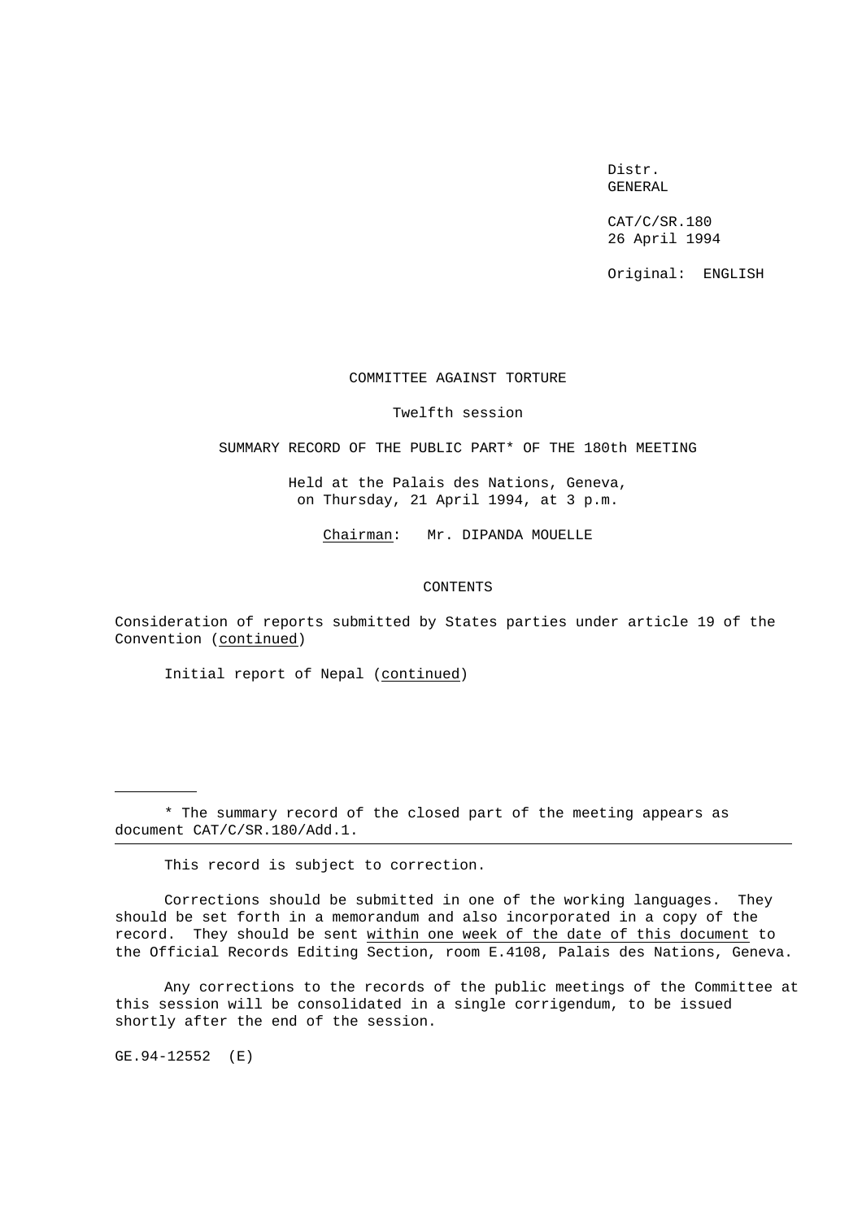Distr.
GENERAL

CAT/C/SR.180
26 April 1994

Original: ENGLISH

# COMMITTEE AGAINST TORTURE

## Twelfth session

## SUMMARY RECORD OF THE PUBLIC PART* OF THE 180th MEETING

Held at the Palais des Nations, Geneva,
on Thursday, 21 April 1994, at 3 p.m.

Chairman: Mr. DIPANDA MOUELLE

## CONTENTS

Consideration of reports submitted by States parties under article 19 of the Convention (continued)

Initial report of Nepal (continued)

---

* The summary record of the closed part of the meeting appears as document CAT/C/SR.180/Add.1.

---

This record is subject to correction.

Corrections should be submitted in one of the working languages. They should be set forth in a memorandum and also incorporated in a copy of the record. They should be sent within one week of the date of this document to the Official Records Editing Section, room E.4108, Palais des Nations, Geneva.

Any corrections to the records of the public meetings of the Committee at this session will be consolidated in a single corrigendum, to be issued shortly after the end of the session.

GE.94-12552 (E)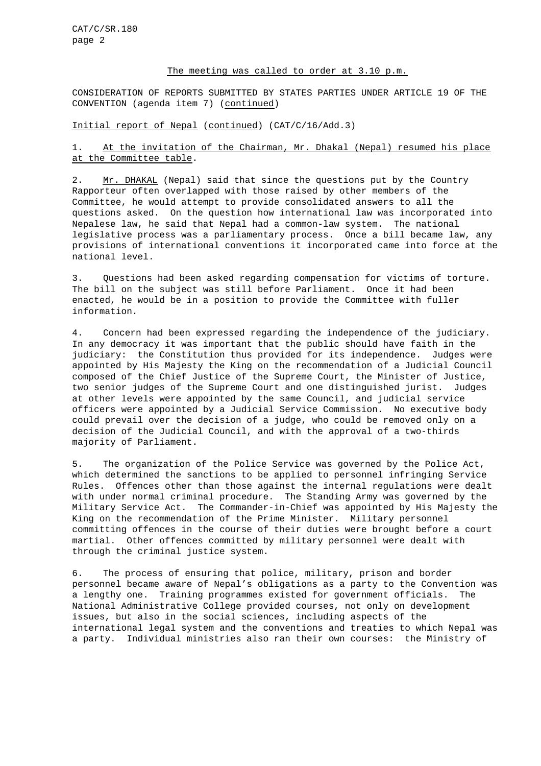The meeting was called to order at 3.10 p.m.

CONSIDERATION OF REPORTS SUBMITTED BY STATES PARTIES UNDER ARTICLE 19 OF THE CONVENTION (agenda item 7) (continued)

Initial report of Nepal (continued) (CAT/C/16/Add.3)

1. At the invitation of the Chairman, Mr. Dhakal (Nepal) resumed his place at the Committee table.

2. Mr. DHAKAL (Nepal) said that since the questions put by the Country Rapporteur often overlapped with those raised by other members of the Committee, he would attempt to provide consolidated answers to all the questions asked. On the question how international law was incorporated into Nepalese law, he said that Nepal had a common-law system. The national legislative process was a parliamentary process. Once a bill became law, any provisions of international conventions it incorporated came into force at the national level.

3. Questions had been asked regarding compensation for victims of torture. The bill on the subject was still before Parliament. Once it had been enacted, he would be in a position to provide the Committee with fuller information.

4. Concern had been expressed regarding the independence of the judiciary. In any democracy it was important that the public should have faith in the judiciary: the Constitution thus provided for its independence. Judges were appointed by His Majesty the King on the recommendation of a Judicial Council composed of the Chief Justice of the Supreme Court, the Minister of Justice, two senior judges of the Supreme Court and one distinguished jurist. Judges at other levels were appointed by the same Council, and judicial service officers were appointed by a Judicial Service Commission. No executive body could prevail over the decision of a judge, who could be removed only on a decision of the Judicial Council, and with the approval of a two-thirds majority of Parliament.

5. The organization of the Police Service was governed by the Police Act, which determined the sanctions to be applied to personnel infringing Service Rules. Offences other than those against the internal regulations were dealt with under normal criminal procedure. The Standing Army was governed by the Military Service Act. The Commander-in-Chief was appointed by His Majesty the King on the recommendation of the Prime Minister. Military personnel committing offences in the course of their duties were brought before a court martial. Other offences committed by military personnel were dealt with through the criminal justice system.

6. The process of ensuring that police, military, prison and border personnel became aware of Nepal's obligations as a party to the Convention was a lengthy one. Training programmes existed for government officials. The National Administrative College provided courses, not only on development issues, but also in the social sciences, including aspects of the international legal system and the conventions and treaties to which Nepal was a party. Individual ministries also ran their own courses: the Ministry of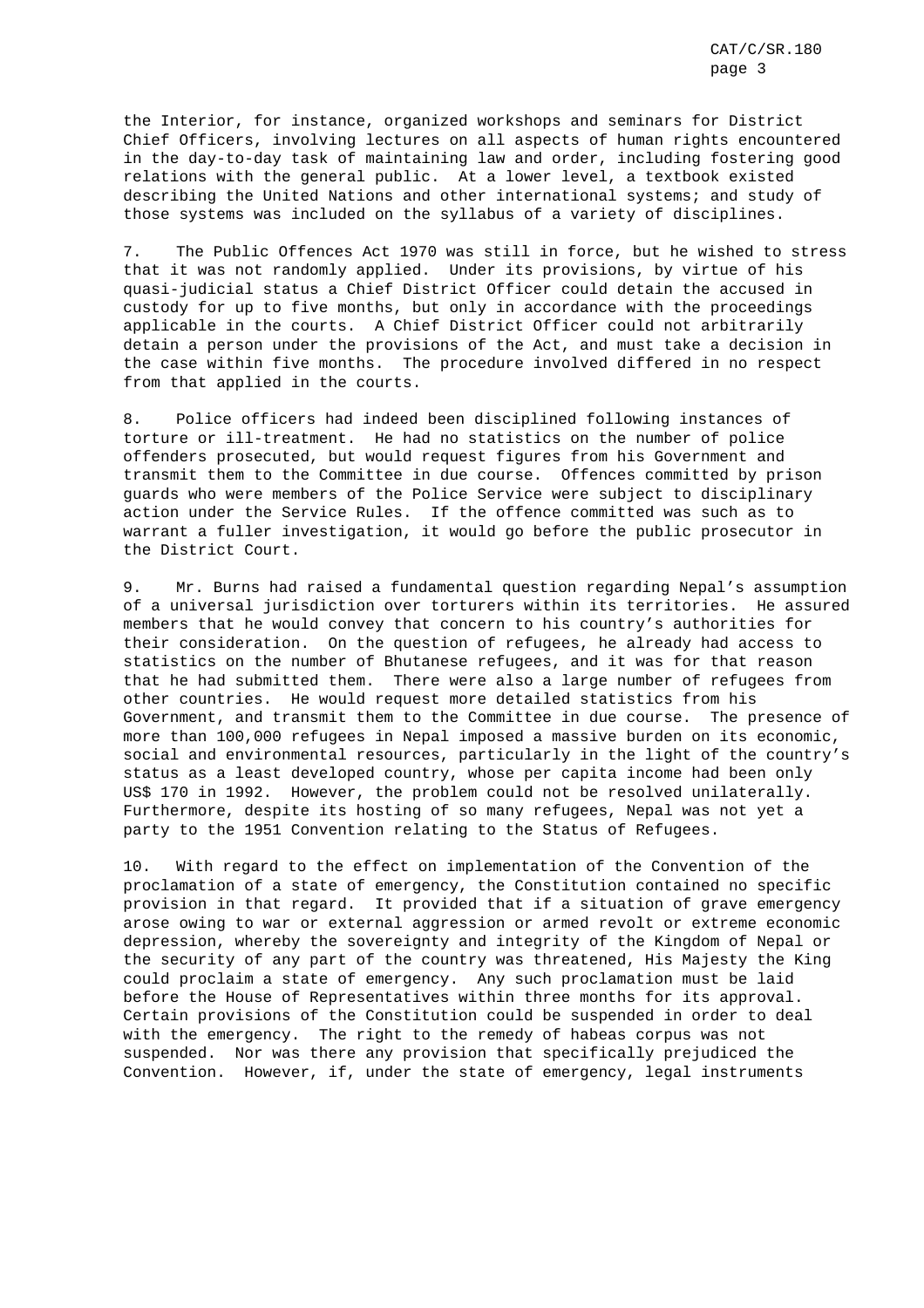the Interior, for instance, organized workshops and seminars for District Chief Officers, involving lectures on all aspects of human rights encountered in the day-to-day task of maintaining law and order, including fostering good relations with the general public. At a lower level, a textbook existed describing the United Nations and other international systems; and study of those systems was included on the syllabus of a variety of disciplines.

7. The Public Offences Act 1970 was still in force, but he wished to stress that it was not randomly applied. Under its provisions, by virtue of his quasi-judicial status a Chief District Officer could detain the accused in custody for up to five months, but only in accordance with the proceedings applicable in the courts. A Chief District Officer could not arbitrarily detain a person under the provisions of the Act, and must take a decision in the case within five months. The procedure involved differed in no respect from that applied in the courts.

8. Police officers had indeed been disciplined following instances of torture or ill-treatment. He had no statistics on the number of police offenders prosecuted, but would request figures from his Government and transmit them to the Committee in due course. Offences committed by prison guards who were members of the Police Service were subject to disciplinary action under the Service Rules. If the offence committed was such as to warrant a fuller investigation, it would go before the public prosecutor in the District Court.

9. Mr. Burns had raised a fundamental question regarding Nepal's assumption of a universal jurisdiction over torturers within its territories. He assured members that he would convey that concern to his country's authorities for their consideration. On the question of refugees, he already had access to statistics on the number of Bhutanese refugees, and it was for that reason that he had submitted them. There were also a large number of refugees from other countries. He would request more detailed statistics from his Government, and transmit them to the Committee in due course. The presence of more than 100,000 refugees in Nepal imposed a massive burden on its economic, social and environmental resources, particularly in the light of the country's status as a least developed country, whose per capita income had been only US$ 170 in 1992. However, the problem could not be resolved unilaterally. Furthermore, despite its hosting of so many refugees, Nepal was not yet a party to the 1951 Convention relating to the Status of Refugees.

10. With regard to the effect on implementation of the Convention of the proclamation of a state of emergency, the Constitution contained no specific provision in that regard. It provided that if a situation of grave emergency arose owing to war or external aggression or armed revolt or extreme economic depression, whereby the sovereignty and integrity of the Kingdom of Nepal or the security of any part of the country was threatened, His Majesty the King could proclaim a state of emergency. Any such proclamation must be laid before the House of Representatives within three months for its approval. Certain provisions of the Constitution could be suspended in order to deal with the emergency. The right to the remedy of habeas corpus was not suspended. Nor was there any provision that specifically prejudiced the Convention. However, if, under the state of emergency, legal instruments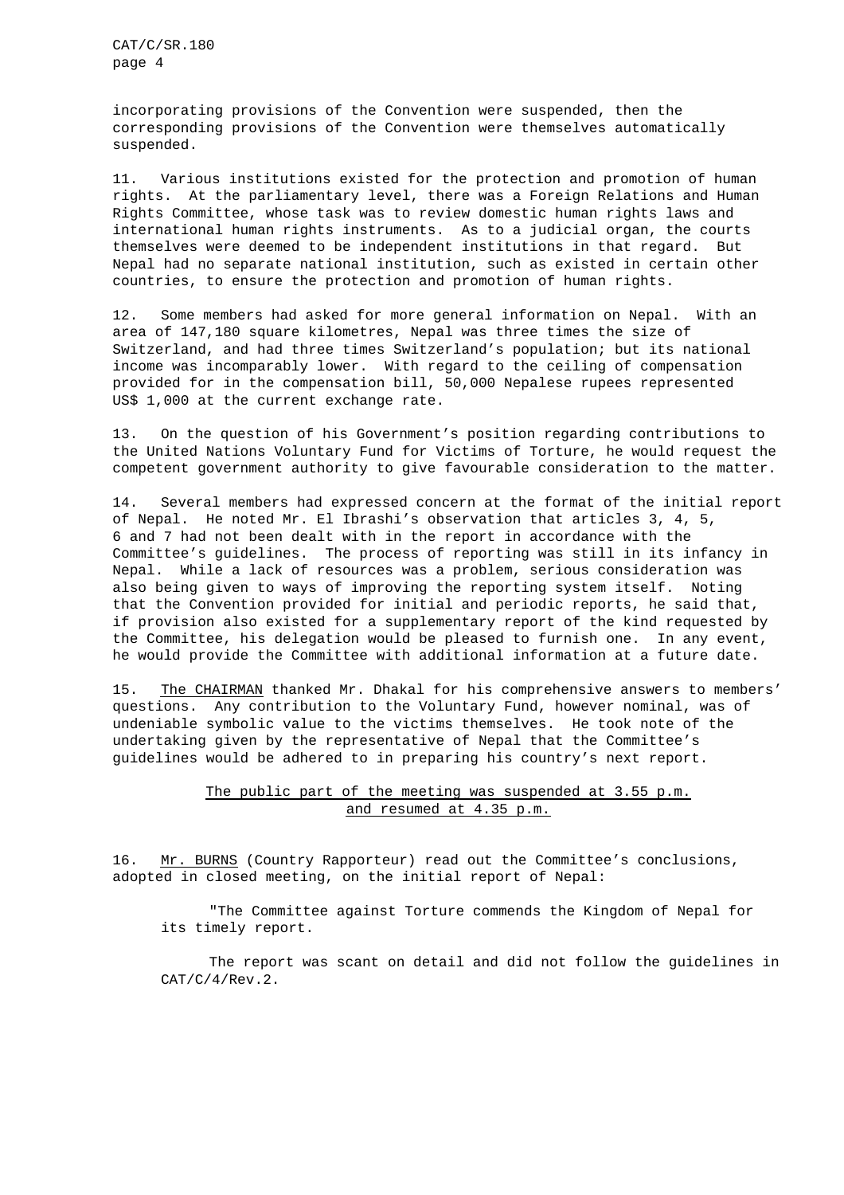incorporating provisions of the Convention were suspended, then the corresponding provisions of the Convention were themselves automatically suspended.

11. Various institutions existed for the protection and promotion of human rights. At the parliamentary level, there was a Foreign Relations and Human Rights Committee, whose task was to review domestic human rights laws and international human rights instruments. As to a judicial organ, the courts themselves were deemed to be independent institutions in that regard. But Nepal had no separate national institution, such as existed in certain other countries, to ensure the protection and promotion of human rights.

12. Some members had asked for more general information on Nepal. With an area of 147,180 square kilometres, Nepal was three times the size of Switzerland, and had three times Switzerland's population; but its national income was incomparably lower. With regard to the ceiling of compensation provided for in the compensation bill, 50,000 Nepalese rupees represented US$ 1,000 at the current exchange rate.

13. On the question of his Government's position regarding contributions to the United Nations Voluntary Fund for Victims of Torture, he would request the competent government authority to give favourable consideration to the matter.

14. Several members had expressed concern at the format of the initial report of Nepal. He noted Mr. El Ibrashi's observation that articles 3, 4, 5, 6 and 7 had not been dealt with in the report in accordance with the Committee's guidelines. The process of reporting was still in its infancy in Nepal. While a lack of resources was a problem, serious consideration was also being given to ways of improving the reporting system itself. Noting that the Convention provided for initial and periodic reports, he said that, if provision also existed for a supplementary report of the kind requested by the Committee, his delegation would be pleased to furnish one. In any event, he would provide the Committee with additional information at a future date.

15. The CHAIRMAN thanked Mr. Dhakal for his comprehensive answers to members' questions. Any contribution to the Voluntary Fund, however nominal, was of undeniable symbolic value to the victims themselves. He took note of the undertaking given by the representative of Nepal that the Committee's guidelines would be adhered to in preparing his country's next report.

The public part of the meeting was suspended at 3.55 p.m. and resumed at 4.35 p.m.

16. Mr. BURNS (Country Rapporteur) read out the Committee's conclusions, adopted in closed meeting, on the initial report of Nepal:

"The Committee against Torture commends the Kingdom of Nepal for its timely report.

The report was scant on detail and did not follow the guidelines in CAT/C/4/Rev.2.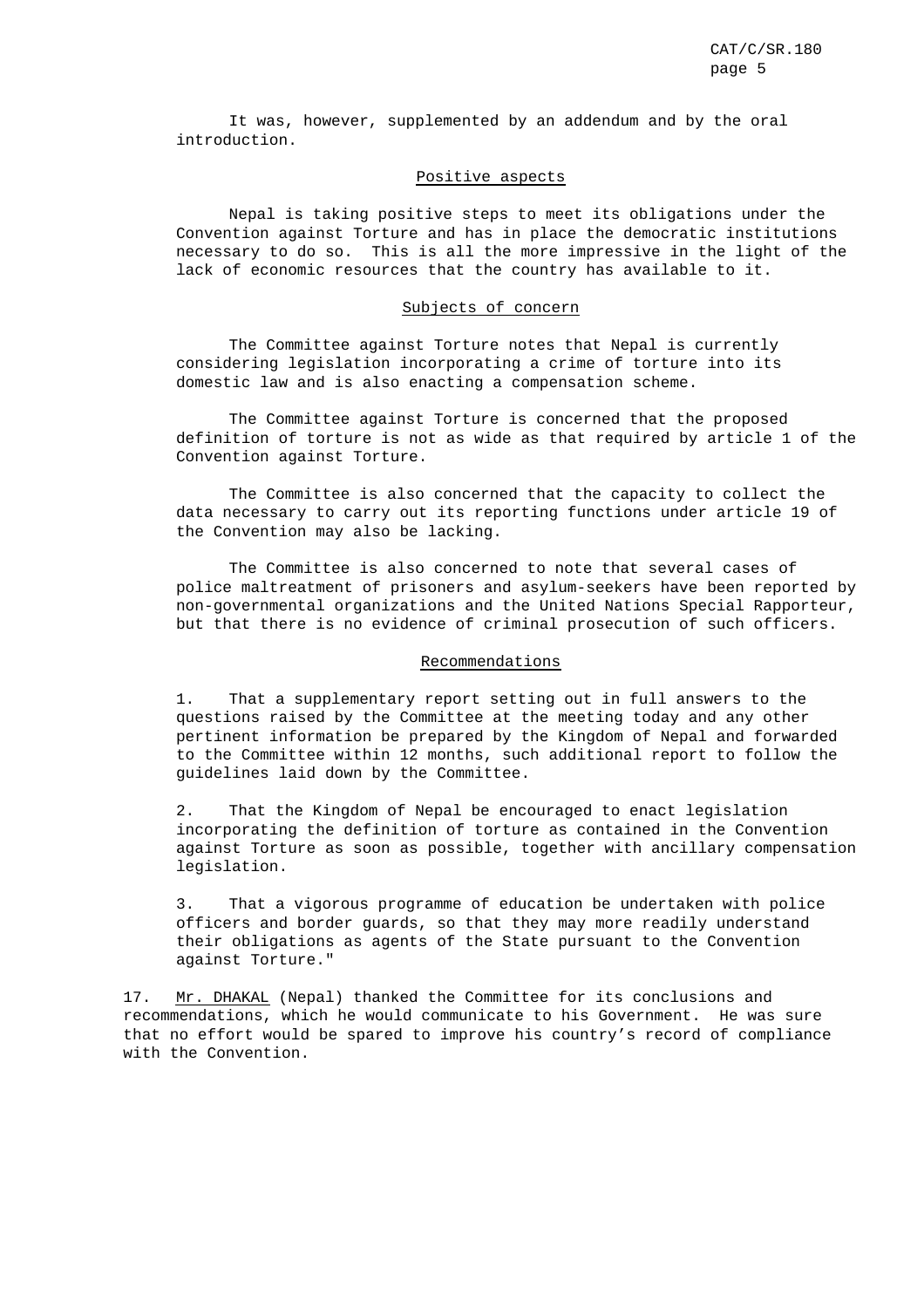It was, however, supplemented by an addendum and by the oral introduction.

Positive aspects

Nepal is taking positive steps to meet its obligations under the Convention against Torture and has in place the democratic institutions necessary to do so. This is all the more impressive in the light of the lack of economic resources that the country has available to it.

Subjects of concern

The Committee against Torture notes that Nepal is currently considering legislation incorporating a crime of torture into its domestic law and is also enacting a compensation scheme.

The Committee against Torture is concerned that the proposed definition of torture is not as wide as that required by article 1 of the Convention against Torture.

The Committee is also concerned that the capacity to collect the data necessary to carry out its reporting functions under article 19 of the Convention may also be lacking.

The Committee is also concerned to note that several cases of police maltreatment of prisoners and asylum-seekers have been reported by non-governmental organizations and the United Nations Special Rapporteur, but that there is no evidence of criminal prosecution of such officers.

Recommendations

1. That a supplementary report setting out in full answers to the questions raised by the Committee at the meeting today and any other pertinent information be prepared by the Kingdom of Nepal and forwarded to the Committee within 12 months, such additional report to follow the guidelines laid down by the Committee.

2. That the Kingdom of Nepal be encouraged to enact legislation incorporating the definition of torture as contained in the Convention against Torture as soon as possible, together with ancillary compensation legislation.

3. That a vigorous programme of education be undertaken with police officers and border guards, so that they may more readily understand their obligations as agents of the State pursuant to the Convention against Torture."

17. Mr. DHAKAL (Nepal) thanked the Committee for its conclusions and recommendations, which he would communicate to his Government. He was sure that no effort would be spared to improve his country's record of compliance with the Convention.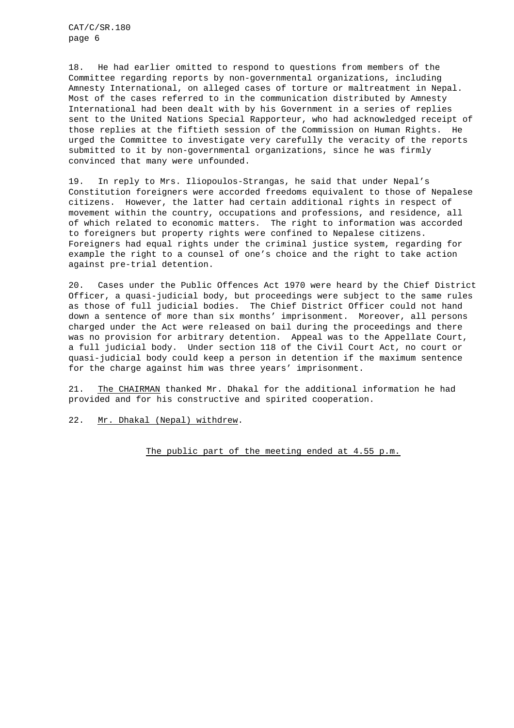18. He had earlier omitted to respond to questions from members of the Committee regarding reports by non-governmental organizations, including Amnesty International, on alleged cases of torture or maltreatment in Nepal. Most of the cases referred to in the communication distributed by Amnesty International had been dealt with by his Government in a series of replies sent to the United Nations Special Rapporteur, who had acknowledged receipt of those replies at the fiftieth session of the Commission on Human Rights. He urged the Committee to investigate very carefully the veracity of the reports submitted to it by non-governmental organizations, since he was firmly convinced that many were unfounded.

19. In reply to Mrs. Iliopoulos-Strangas, he said that under Nepal's Constitution foreigners were accorded freedoms equivalent to those of Nepalese citizens. However, the latter had certain additional rights in respect of movement within the country, occupations and professions, and residence, all of which related to economic matters. The right to information was accorded to foreigners but property rights were confined to Nepalese citizens. Foreigners had equal rights under the criminal justice system, regarding for example the right to a counsel of one's choice and the right to take action against pre-trial detention.

20. Cases under the Public Offences Act 1970 were heard by the Chief District Officer, a quasi-judicial body, but proceedings were subject to the same rules as those of full judicial bodies. The Chief District Officer could not hand down a sentence of more than six months' imprisonment. Moreover, all persons charged under the Act were released on bail during the proceedings and there was no provision for arbitrary detention. Appeal was to the Appellate Court, a full judicial body. Under section 118 of the Civil Court Act, no court or quasi-judicial body could keep a person in detention if the maximum sentence for the charge against him was three years' imprisonment.

21. The CHAIRMAN thanked Mr. Dhakal for the additional information he had provided and for his constructive and spirited cooperation.

22. Mr. Dhakal (Nepal) withdrew.

The public part of the meeting ended at 4.55 p.m.